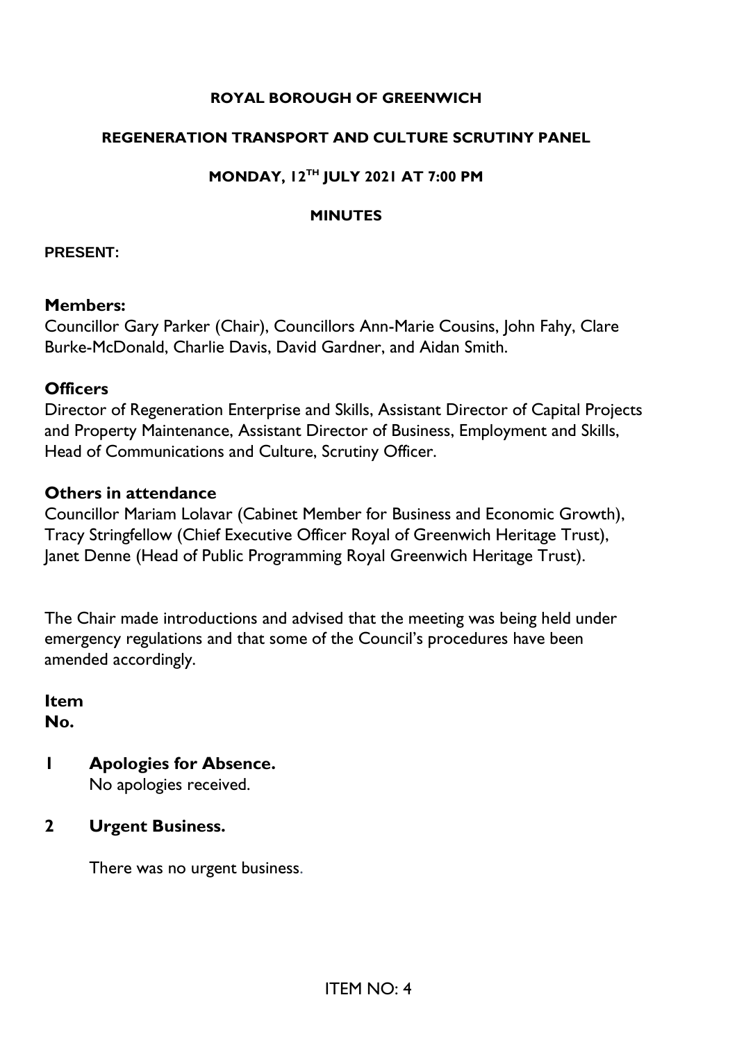**ROYAL BOROUGH OF GREENWICH**

**REGENERATION TRANSPORT AND CULTURE SCRUTINY PANEL**

**MONDAY, 12TH JULY 2021 AT 7:00 PM**

**MINUTES**

**PRESENT:**

**Members:**

Councillor Gary Parker (Chair), Councillors Ann-Marie Cousins, John Fahy, Clare Burke-McDonald, Charlie Davis, David Gardner, and Aidan Smith.

**Officers**

Director of Regeneration Enterprise and Skills, Assistant Director of Capital Projects and Property Maintenance, Assistant Director of Business, Employment and Skills, Head of Communications and Culture, Scrutiny Officer.

**Others in attendance**

Councillor Mariam Lolavar (Cabinet Member for Business and Economic Growth), Tracy Stringfellow (Chief Executive Officer Royal of Greenwich Heritage Trust), Janet Denne (Head of Public Programming Royal Greenwich Heritage Trust).

The Chair made introductions and advised that the meeting was being held under emergency regulations and that some of the Council's procedures have been amended accordingly.

**Item No.**

**1 Apologies for Absence.**

No apologies received.

**2 Urgent Business.**

There was no urgent business.

ITEM NO: 4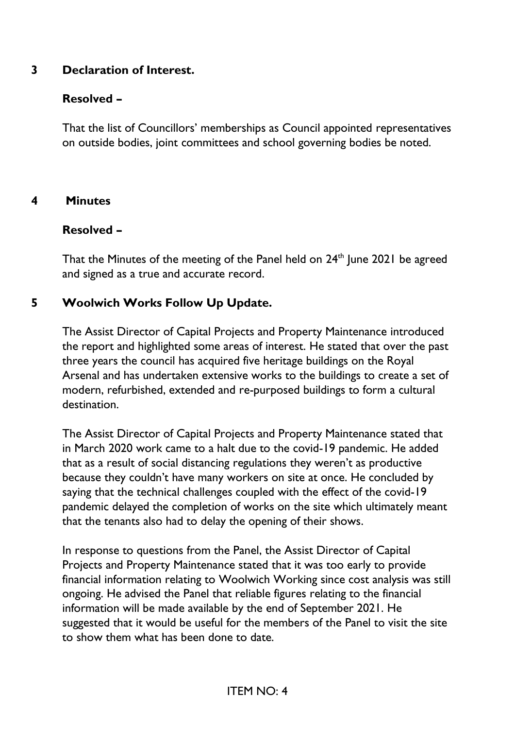## 3 Declaration of Interest.

**Resolved –**

That the list of Councillors' memberships as Council appointed representatives on outside bodies, joint committees and school governing bodies be noted.

## 4 Minutes

**Resolved –**

That the Minutes of the meeting of the Panel held on 24th June 2021 be agreed and signed as a true and accurate record.

## 5 Woolwich Works Follow Up Update.

The Assist Director of Capital Projects and Property Maintenance introduced the report and highlighted some areas of interest. He stated that over the past three years the council has acquired five heritage buildings on the Royal Arsenal and has undertaken extensive works to the buildings to create a set of modern, refurbished, extended and re-purposed buildings to form a cultural destination.

The Assist Director of Capital Projects and Property Maintenance stated that in March 2020 work came to a halt due to the covid-19 pandemic. He added that as a result of social distancing regulations they weren't as productive because they couldn't have many workers on site at once. He concluded by saying that the technical challenges coupled with the effect of the covid-19 pandemic delayed the completion of works on the site which ultimately meant that the tenants also had to delay the opening of their shows.

In response to questions from the Panel, the Assist Director of Capital Projects and Property Maintenance stated that it was too early to provide financial information relating to Woolwich Working since cost analysis was still ongoing. He advised the Panel that reliable figures relating to the financial information will be made available by the end of September 2021. He suggested that it would be useful for the members of the Panel to visit the site to show them what has been done to date.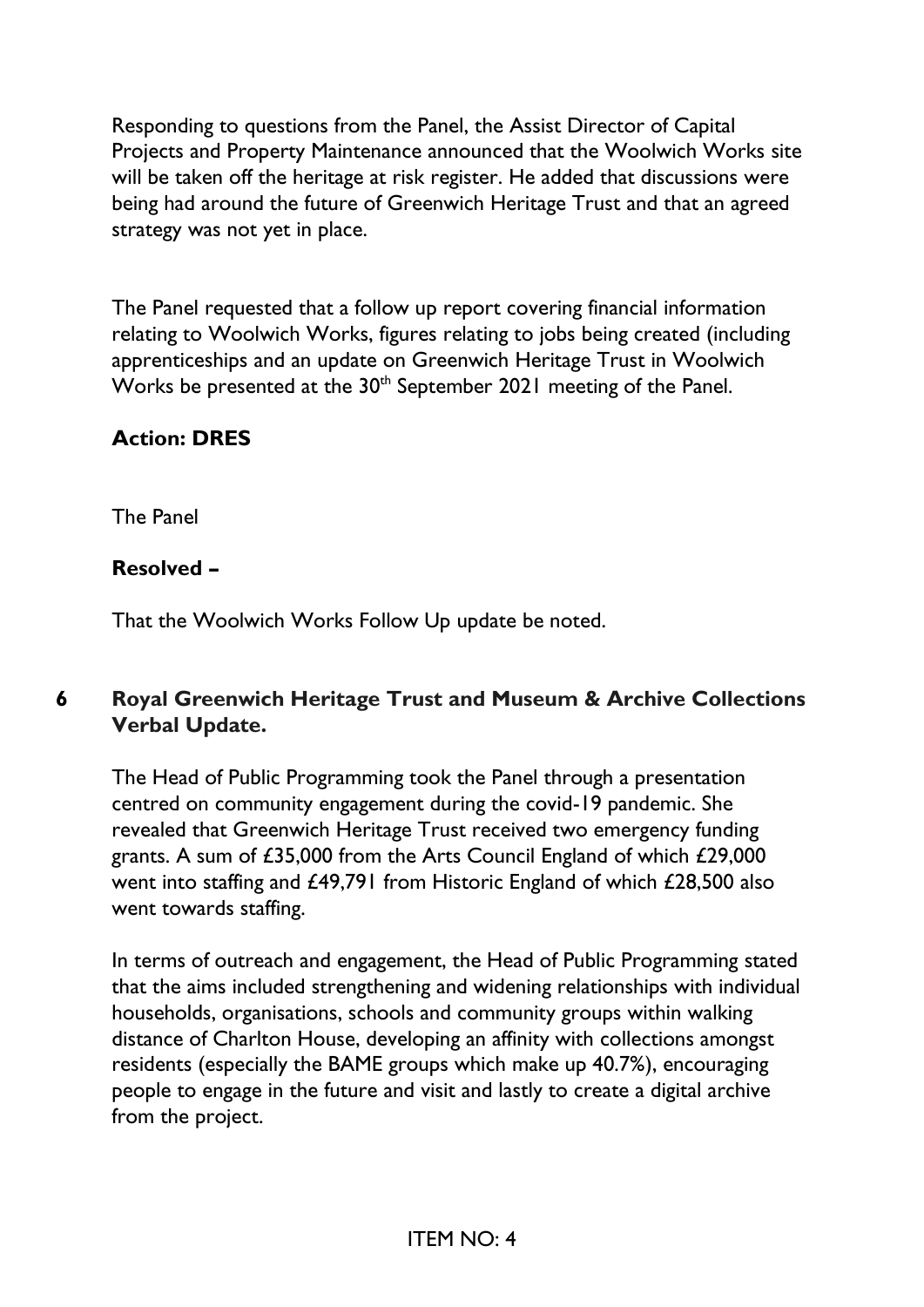Responding to questions from the Panel, the Assist Director of Capital Projects and Property Maintenance announced that the Woolwich Works site will be taken off the heritage at risk register. He added that discussions were being had around the future of Greenwich Heritage Trust and that an agreed strategy was not yet in place.

The Panel requested that a follow up report covering financial information relating to Woolwich Works, figures relating to jobs being created (including apprenticeships and an update on Greenwich Heritage Trust in Woolwich Works be presented at the 30th September 2021 meeting of the Panel.

**Action: DRES**

The Panel

**Resolved –**

That the Woolwich Works Follow Up update be noted.

## 6 Royal Greenwich Heritage Trust and Museum & Archive Collections Verbal Update.

The Head of Public Programming took the Panel through a presentation centred on community engagement during the covid-19 pandemic. She revealed that Greenwich Heritage Trust received two emergency funding grants. A sum of £35,000 from the Arts Council England of which £29,000 went into staffing and £49,791 from Historic England of which £28,500 also went towards staffing.

In terms of outreach and engagement, the Head of Public Programming stated that the aims included strengthening and widening relationships with individual households, organisations, schools and community groups within walking distance of Charlton House, developing an affinity with collections amongst residents (especially the BAME groups which make up 40.7%), encouraging people to engage in the future and visit and lastly to create a digital archive from the project.

ITEM NO: 4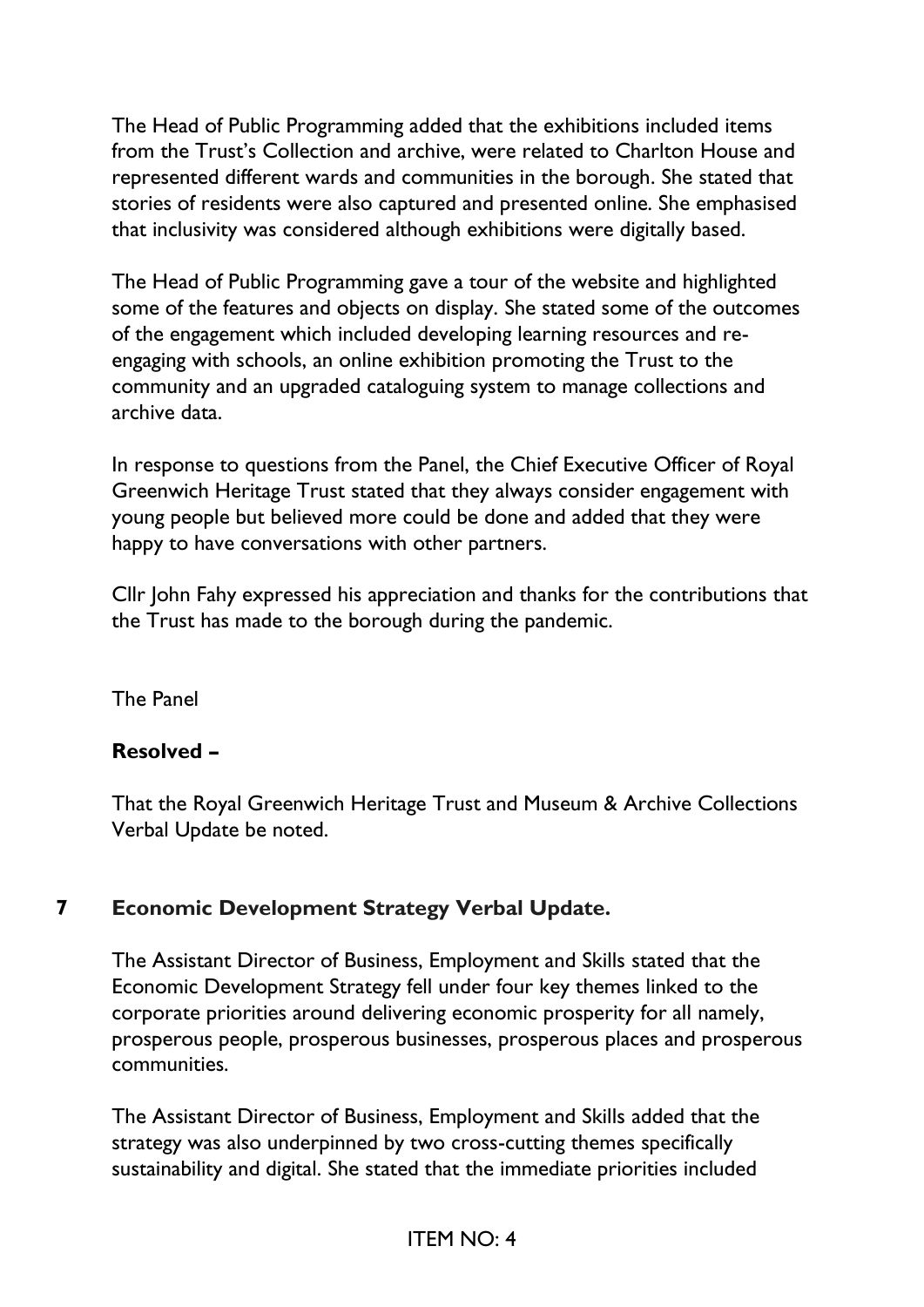The Head of Public Programming added that the exhibitions included items from the Trust's Collection and archive, were related to Charlton House and represented different wards and communities in the borough. She stated that stories of residents were also captured and presented online. She emphasised that inclusivity was considered although exhibitions were digitally based.

The Head of Public Programming gave a tour of the website and highlighted some of the features and objects on display. She stated some of the outcomes of the engagement which included developing learning resources and re-engaging with schools, an online exhibition promoting the Trust to the community and an upgraded cataloguing system to manage collections and archive data.

In response to questions from the Panel, the Chief Executive Officer of Royal Greenwich Heritage Trust stated that they always consider engagement with young people but believed more could be done and added that they were happy to have conversations with other partners.

Cllr John Fahy expressed his appreciation and thanks for the contributions that the Trust has made to the borough during the pandemic.

The Panel

**Resolved –**

That the Royal Greenwich Heritage Trust and Museum & Archive Collections Verbal Update be noted.

## 7 Economic Development Strategy Verbal Update.

The Assistant Director of Business, Employment and Skills stated that the Economic Development Strategy fell under four key themes linked to the corporate priorities around delivering economic prosperity for all namely, prosperous people, prosperous businesses, prosperous places and prosperous communities.

The Assistant Director of Business, Employment and Skills added that the strategy was also underpinned by two cross-cutting themes specifically sustainability and digital. She stated that the immediate priorities included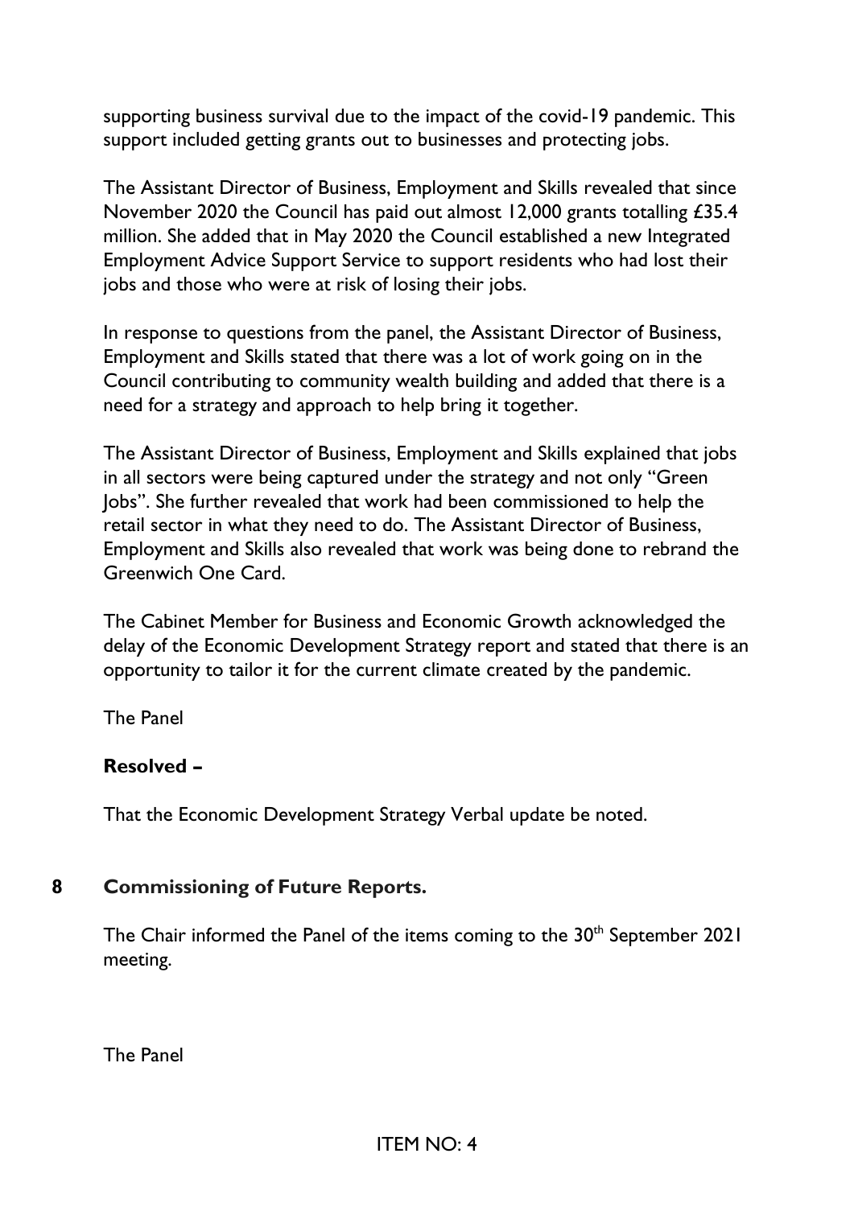supporting business survival due to the impact of the covid-19 pandemic. This support included getting grants out to businesses and protecting jobs.

The Assistant Director of Business, Employment and Skills revealed that since November 2020 the Council has paid out almost 12,000 grants totalling £35.4 million. She added that in May 2020 the Council established a new Integrated Employment Advice Support Service to support residents who had lost their jobs and those who were at risk of losing their jobs.

In response to questions from the panel, the Assistant Director of Business, Employment and Skills stated that there was a lot of work going on in the Council contributing to community wealth building and added that there is a need for a strategy and approach to help bring it together.

The Assistant Director of Business, Employment and Skills explained that jobs in all sectors were being captured under the strategy and not only "Green Jobs". She further revealed that work had been commissioned to help the retail sector in what they need to do. The Assistant Director of Business, Employment and Skills also revealed that work was being done to rebrand the Greenwich One Card.

The Cabinet Member for Business and Economic Growth acknowledged the delay of the Economic Development Strategy report and stated that there is an opportunity to tailor it for the current climate created by the pandemic.

The Panel

**Resolved –**

That the Economic Development Strategy Verbal update be noted.

## 8 Commissioning of Future Reports.

The Chair informed the Panel of the items coming to the 30th September 2021 meeting.

The Panel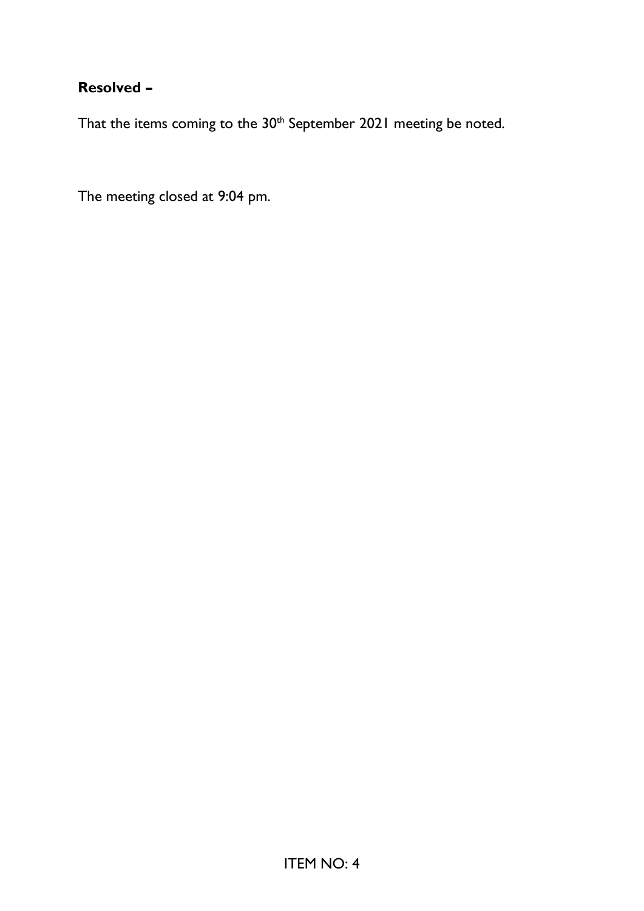**Resolved –**

That the items coming to the 30th September 2021 meeting be noted.

The meeting closed at 9:04 pm.